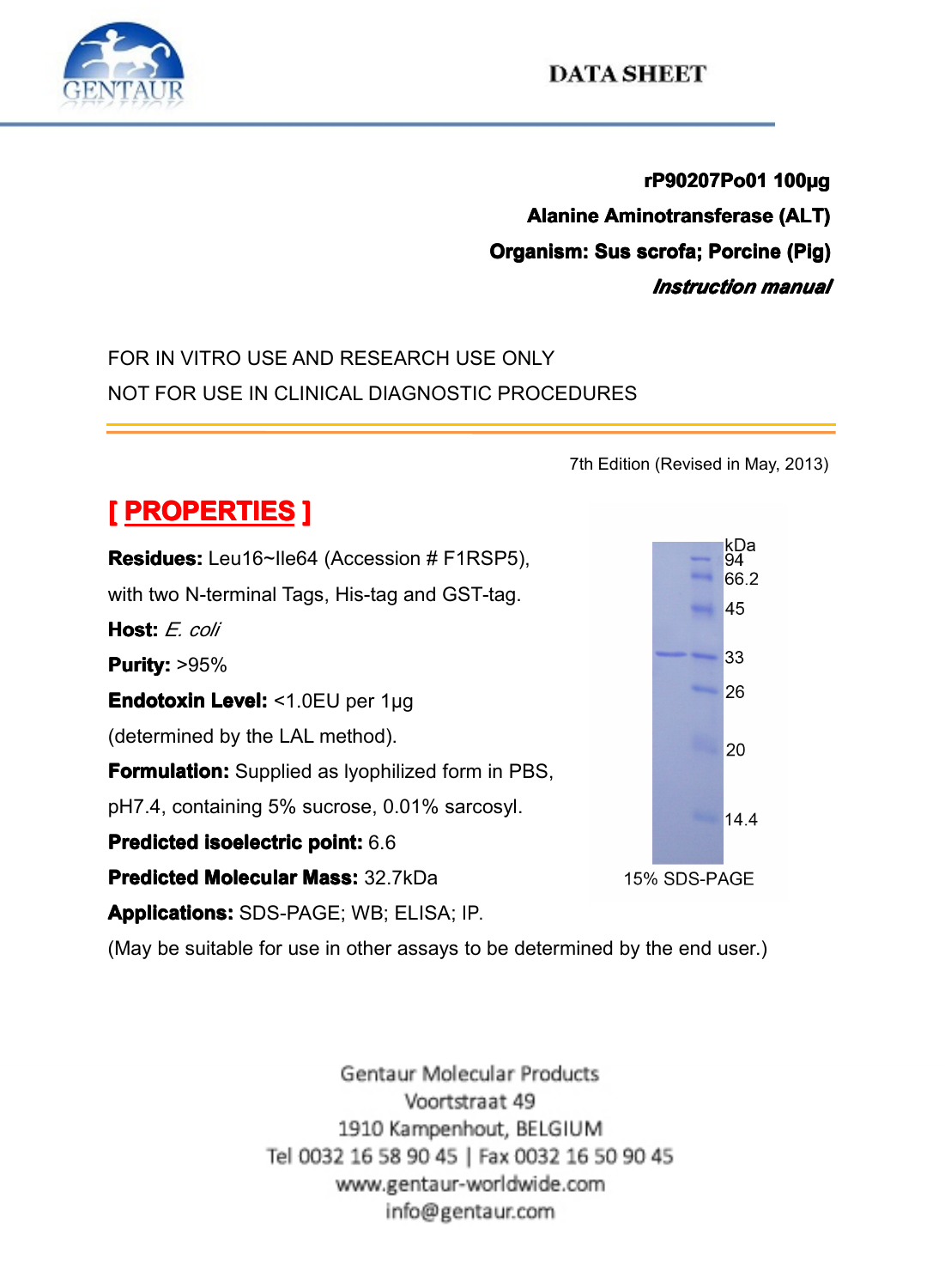DATA SHEET

**rP90207Po01 100µg**

**Alanine Aminotransferase (ALT)**

**Organism: Sus scrofa; Porcine (Pig)**

***Instruction manual***

FOR IN VITRO USE AND RESEARCH USE ONLY

NOT FOR USE IN CLINICAL DIAGNOSTIC PROCEDURES

7th Edition (Revised in May, 2013)

## [ PROPERTIES ]

**Residues:** Leu16~Ile64 (Accession # F1RSP5), with two N-terminal Tags, His-tag and GST-tag.

**Host:** *E. coli*

**Purity:** >95%

**Endotoxin Level:** <1.0EU per 1µg (determined by the LAL method).

**Formulation:** Supplied as lyophilized form in PBS, pH7.4, containing 5% sucrose, 0.01% sarcosyl.

**Predicted isoelectric point:** 6.6

**Predicted Molecular Mass:** 32.7kDa

**Applications:** SDS-PAGE; WB; ELISA; IP.

(May be suitable for use in other assays to be determined by the end user.)

kDa 94 66.2 45 33 26 20 14.4

15% SDS-PAGE

Gentaur Molecular Products
Voortstraat 49
1910 Kampenhout, BELGIUM
Tel 0032 16 58 90 45 | Fax 0032 16 50 90 45
www.gentaur-worldwide.com
info@gentaur.com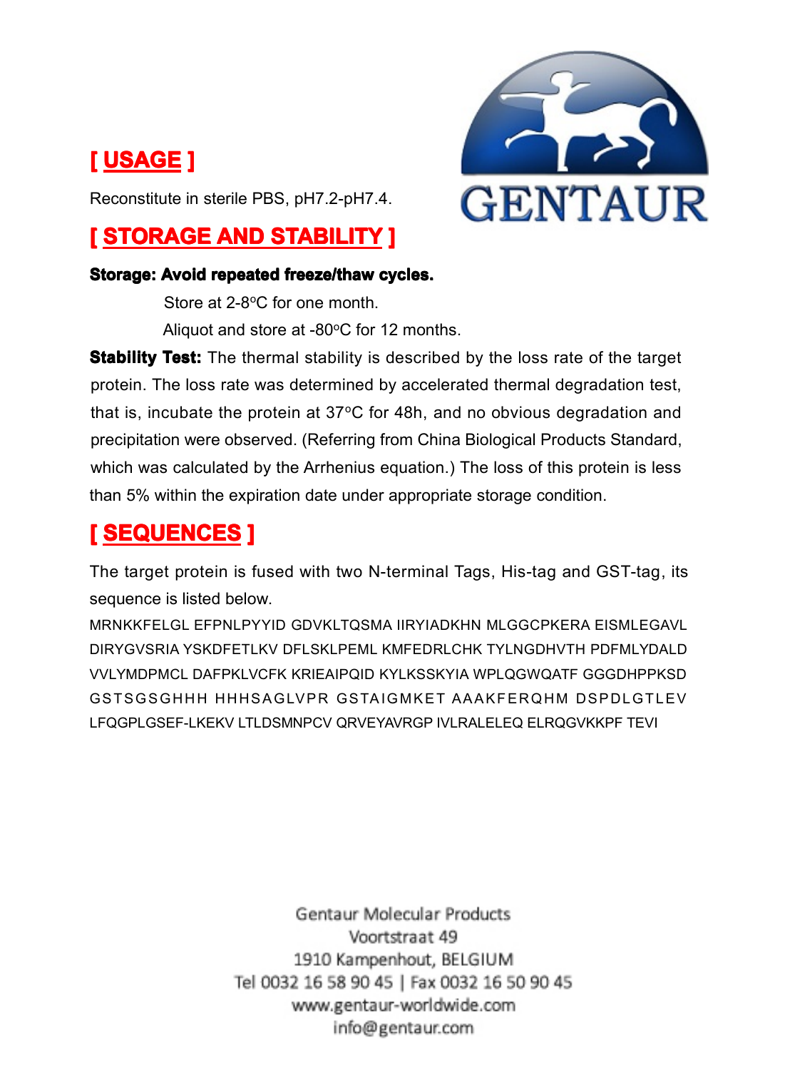## [ USAGE ]

Reconstitute in sterile PBS, pH7.2-pH7.4.

## [ STORAGE AND STABILITY ]

**Storage: Avoid repeated freeze/thaw cycles.**

Store at 2-8°C for one month.

Aliquot and store at -80°C for 12 months.

**Stability Test:** The thermal stability is described by the loss rate of the target protein. The loss rate was determined by accelerated thermal degradation test, that is, incubate the protein at 37°C for 48h, and no obvious degradation and precipitation were observed. (Referring from China Biological Products Standard, which was calculated by the Arrhenius equation.) The loss of this protein is less than 5% within the expiration date under appropriate storage condition.

## [ SEQUENCES ]

The target protein is fused with two N-terminal Tags, His-tag and GST-tag, its sequence is listed below.

MRNKKFELGL EFPNLPYYID GDVKLTQSMA IIRYIADKHN MLGGCPKERA EISMLEGAVL DIRYGVSRIA YSKDFETLKV DFLSKLPEML KMFEDRLCHK TYLNGDHVTH PDFMLYDALD VVLYMDPMCL DAFPKLVCFK KRIEAIPQID KYLKSSKYIA WPLQGWQATF GGGDHPPKSD GSTSGSGHHH HHHSAGLVPR GSTAIGMKET AAAKFERQHM DSPDLGTLEV LFQGPLGSEF-LKEKV LTLDSMNPCV QRVEYAVRGP IVLRALELEQ ELRQGVKKPF TEVI

Gentaur Molecular Products
Voortstraat 49
1910 Kampenhout, BELGIUM
Tel 0032 16 58 90 45 | Fax 0032 16 50 90 45
www.gentaur-worldwide.com
info@gentaur.com